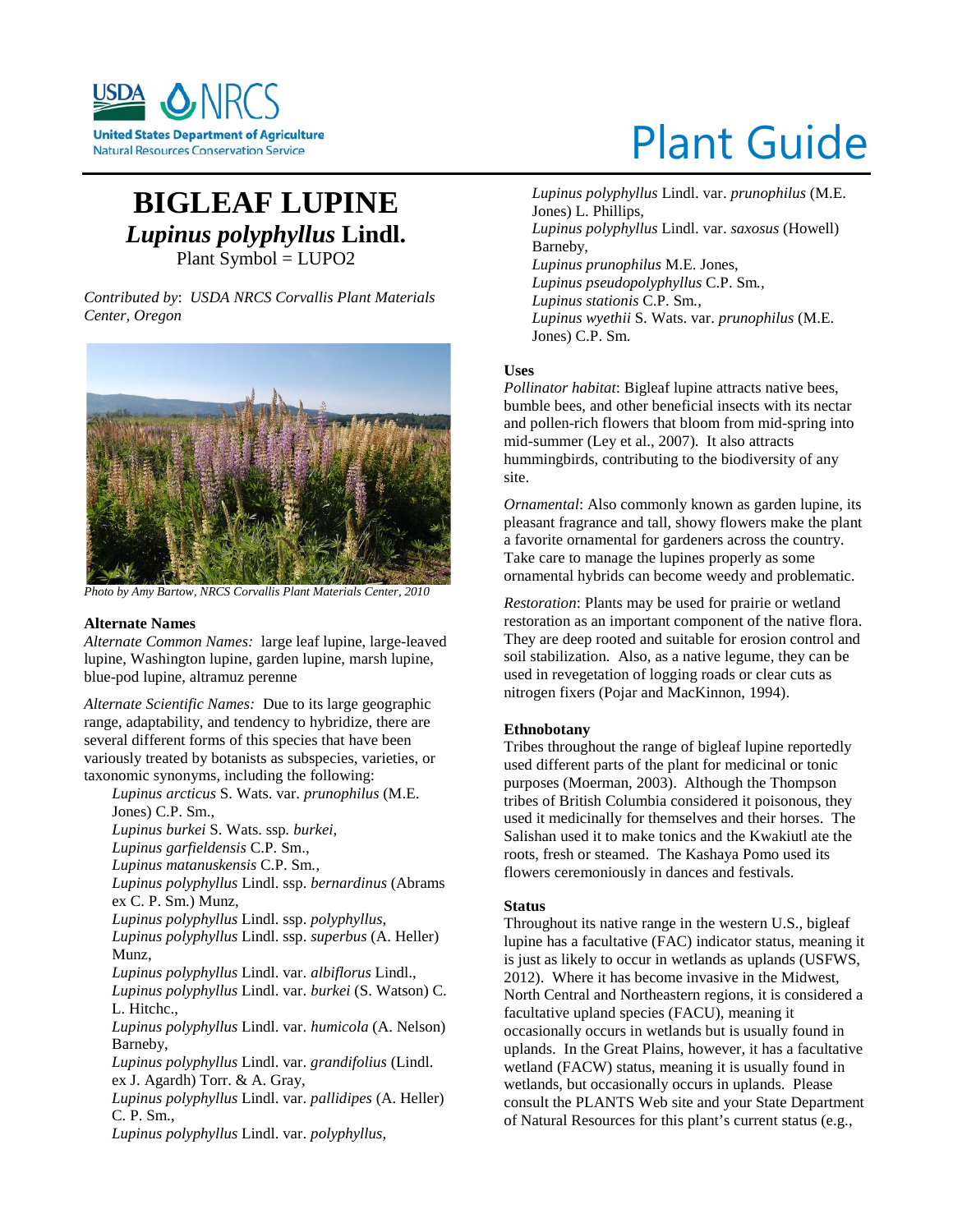United States Department of Agriculture
Natural Resources Conservation Service

# Plant Guide

# BIGLEAF LUPINE
## *Lupinus polyphyllus* Lindl.
Plant Symbol = LUPO2

*Contributed by: USDA NRCS Corvallis Plant Materials Center, Oregon*

*Photo by Amy Bartow, NRCS Corvallis Plant Materials Center, 2010*

### Alternate Names

*Alternate Common Names:* large leaf lupine, large-leaved lupine, Washington lupine, garden lupine, marsh lupine, blue-pod lupine, altramuz perenne

*Alternate Scientific Names:* Due to its large geographic range, adaptability, and tendency to hybridize, there are several different forms of this species that have been variously treated by botanists as subspecies, varieties, or taxonomic synonyms, including the following:

*Lupinus arcticus* S. Wats. var. *prunophilus* (M.E. Jones) C.P. Sm.,
*Lupinus burkei* S. Wats. ssp. *burkei,*
*Lupinus garfieldensis* C.P. Sm.,
*Lupinus matanuskensis* C.P. Sm.*,*
*Lupinus polyphyllus* Lindl. ssp. *bernardinus* (Abrams ex C. P. Sm.) Munz,
*Lupinus polyphyllus* Lindl. ssp. *polyphyllus,*
*Lupinus polyphyllus* Lindl. ssp. *superbus* (A. Heller) Munz,
*Lupinus polyphyllus* Lindl. var. *albiflorus* Lindl.,
*Lupinus polyphyllus* Lindl. var. *burkei* (S. Watson) C. L. Hitchc.,
*Lupinus polyphyllus* Lindl. var. *humicola* (A. Nelson) Barneby,
*Lupinus polyphyllus* Lindl. var. *grandifolius* (Lindl. ex J. Agardh) Torr. & A. Gray,
*Lupinus polyphyllus* Lindl. var. *pallidipes* (A. Heller) C. P. Sm.,
*Lupinus polyphyllus* Lindl. var. *polyphyllus,*
*Lupinus polyphyllus* Lindl. var. *prunophilus* (M.E. Jones) L. Phillips,
*Lupinus polyphyllus* Lindl. var. *saxosus* (Howell) Barneby,
*Lupinus prunophilus* M.E. Jones,
*Lupinus pseudopolyphyllus* C.P. Sm.*,*
*Lupinus stationis* C.P. Sm.*,*
*Lupinus wyethii* S. Wats. var. *prunophilus* (M.E. Jones) C.P. Sm.

### Uses

*Pollinator habitat*: Bigleaf lupine attracts native bees, bumble bees, and other beneficial insects with its nectar and pollen-rich flowers that bloom from mid-spring into mid-summer (Ley et al., 2007). It also attracts hummingbirds, contributing to the biodiversity of any site.

*Ornamental*: Also commonly known as garden lupine, its pleasant fragrance and tall, showy flowers make the plant a favorite ornamental for gardeners across the country. Take care to manage the lupines properly as some ornamental hybrids can become weedy and problematic.

*Restoration*: Plants may be used for prairie or wetland restoration as an important component of the native flora. They are deep rooted and suitable for erosion control and soil stabilization. Also, as a native legume, they can be used in revegetation of logging roads or clear cuts as nitrogen fixers (Pojar and MacKinnon, 1994).

### Ethnobotany

Tribes throughout the range of bigleaf lupine reportedly used different parts of the plant for medicinal or tonic purposes (Moerman, 2003). Although the Thompson tribes of British Columbia considered it poisonous, they used it medicinally for themselves and their horses. The Salishan used it to make tonics and the Kwakiutl ate the roots, fresh or steamed. The Kashaya Pomo used its flowers ceremoniously in dances and festivals.

### Status

Throughout its native range in the western U.S., bigleaf lupine has a facultative (FAC) indicator status, meaning it is just as likely to occur in wetlands as uplands (USFWS, 2012). Where it has become invasive in the Midwest, North Central and Northeastern regions, it is considered a facultative upland species (FACU), meaning it occasionally occurs in wetlands but is usually found in uplands. In the Great Plains, however, it has a facultative wetland (FACW) status, meaning it is usually found in wetlands, but occasionally occurs in uplands. Please consult the PLANTS Web site and your State Department of Natural Resources for this plant's current status (e.g.,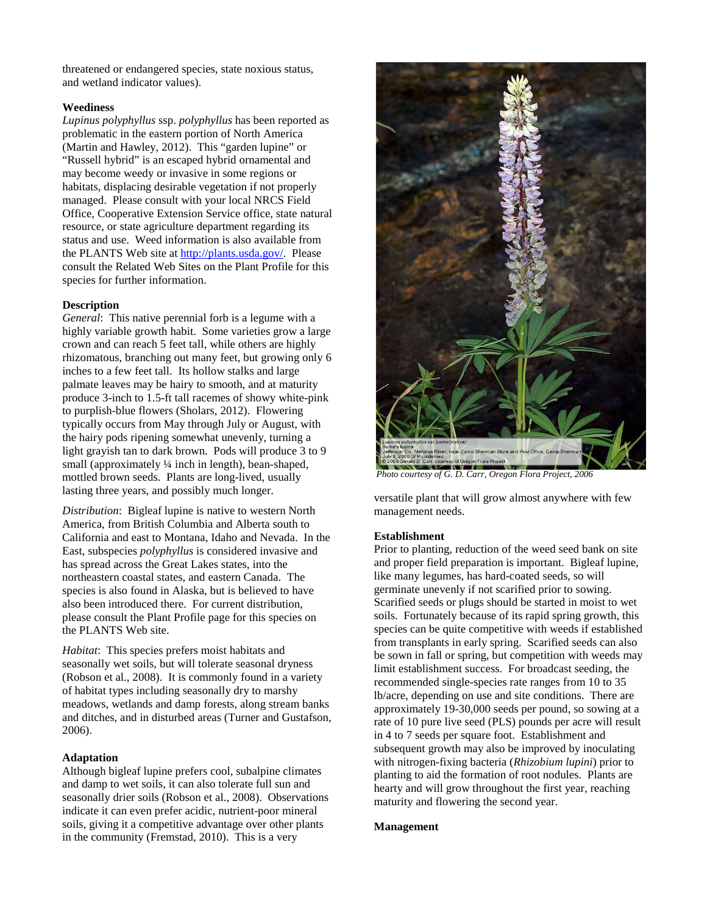threatened or endangered species, state noxious status, and wetland indicator values).

## Weediness

*Lupinus polyphyllus* ssp. *polyphyllus* has been reported as problematic in the eastern portion of North America (Martin and Hawley, 2012). This "garden lupine" or "Russell hybrid" is an escaped hybrid ornamental and may become weedy or invasive in some regions or habitats, displacing desirable vegetation if not properly managed. Please consult with your local NRCS Field Office, Cooperative Extension Service office, state natural resource, or state agriculture department regarding its status and use. Weed information is also available from the PLANTS Web site at http://plants.usda.gov/. Please consult the Related Web Sites on the Plant Profile for this species for further information.

## Description

*General*: This native perennial forb is a legume with a highly variable growth habit. Some varieties grow a large crown and can reach 5 feet tall, while others are highly rhizomatous, branching out many feet, but growing only 6 inches to a few feet tall. Its hollow stalks and large palmate leaves may be hairy to smooth, and at maturity produce 3-inch to 1.5-ft tall racemes of showy white-pink to purplish-blue flowers (Sholars, 2012). Flowering typically occurs from May through July or August, with the hairy pods ripening somewhat unevenly, turning a light grayish tan to dark brown. Pods will produce 3 to 9 small (approximately ¼ inch in length), bean-shaped, mottled brown seeds. Plants are long-lived, usually lasting three years, and possibly much longer.

*Distribution*: Bigleaf lupine is native to western North America, from British Columbia and Alberta south to California and east to Montana, Idaho and Nevada. In the East, subspecies *polyphyllus* is considered invasive and has spread across the Great Lakes states, into the northeastern coastal states, and eastern Canada. The species is also found in Alaska, but is believed to have also been introduced there. For current distribution, please consult the Plant Profile page for this species on the PLANTS Web site.

*Habitat*: This species prefers moist habitats and seasonally wet soils, but will tolerate seasonal dryness (Robson et al., 2008). It is commonly found in a variety of habitat types including seasonally dry to marshy meadows, wetlands and damp forests, along stream banks and ditches, and in disturbed areas (Turner and Gustafson, 2006).

## Adaptation

Although bigleaf lupine prefers cool, subalpine climates and damp to wet soils, it can also tolerate full sun and seasonally drier soils (Robson et al., 2008). Observations indicate it can even prefer acidic, nutrient-poor mineral soils, giving it a competitive advantage over other plants in the community (Fremstad, 2010). This is a very versatile plant that will grow almost anywhere with few management needs.

*Photo courtesy of G. D. Carr, Oregon Flora Project, 2006*

## Establishment

Prior to planting, reduction of the weed seed bank on site and proper field preparation is important. Bigleaf lupine, like many legumes, has hard-coated seeds, so will germinate unevenly if not scarified prior to sowing. Scarified seeds or plugs should be started in moist to wet soils. Fortunately because of its rapid spring growth, this species can be quite competitive with weeds if established from transplants in early spring. Scarified seeds can also be sown in fall or spring, but competition with weeds may limit establishment success. For broadcast seeding, the recommended single-species rate ranges from 10 to 35 lb/acre, depending on use and site conditions. There are approximately 19-30,000 seeds per pound, so sowing at a rate of 10 pure live seed (PLS) pounds per acre will result in 4 to 7 seeds per square foot. Establishment and subsequent growth may also be improved by inoculating with nitrogen-fixing bacteria (*Rhizobium lupini*) prior to planting to aid the formation of root nodules. Plants are hearty and will grow throughout the first year, reaching maturity and flowering the second year.

## Management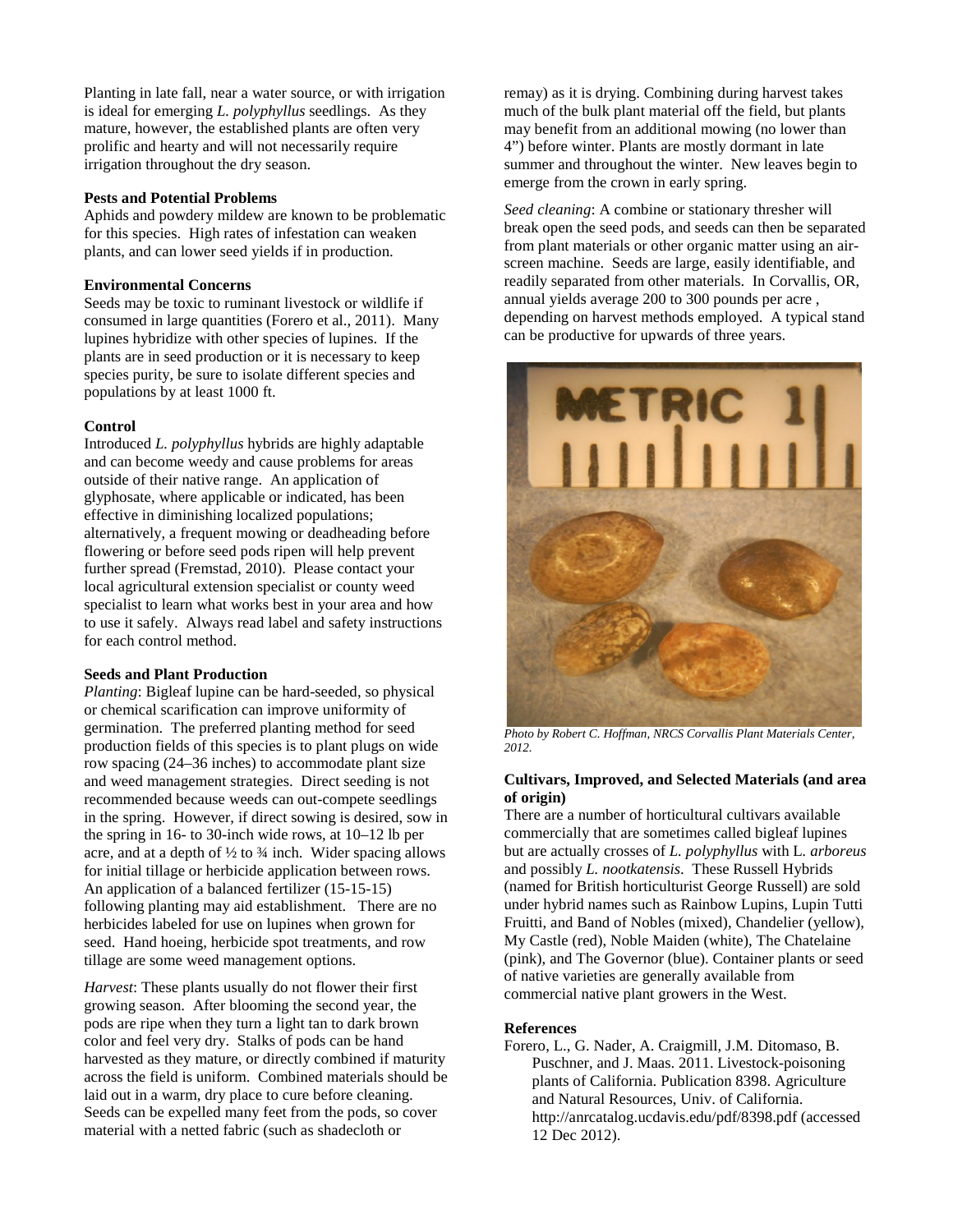Planting in late fall, near a water source, or with irrigation is ideal for emerging *L. polyphyllus* seedlings. As they mature, however, the established plants are often very prolific and hearty and will not necessarily require irrigation throughout the dry season.

**Pests and Potential Problems**

Aphids and powdery mildew are known to be problematic for this species. High rates of infestation can weaken plants, and can lower seed yields if in production.

**Environmental Concerns**

Seeds may be toxic to ruminant livestock or wildlife if consumed in large quantities (Forero et al., 2011). Many lupines hybridize with other species of lupines. If the plants are in seed production or it is necessary to keep species purity, be sure to isolate different species and populations by at least 1000 ft.

**Control**

Introduced *L. polyphyllus* hybrids are highly adaptable and can become weedy and cause problems for areas outside of their native range. An application of glyphosate, where applicable or indicated, has been effective in diminishing localized populations; alternatively, a frequent mowing or deadheading before flowering or before seed pods ripen will help prevent further spread (Fremstad, 2010). Please contact your local agricultural extension specialist or county weed specialist to learn what works best in your area and how to use it safely. Always read label and safety instructions for each control method.

**Seeds and Plant Production**

*Planting*: Bigleaf lupine can be hard-seeded, so physical or chemical scarification can improve uniformity of germination. The preferred planting method for seed production fields of this species is to plant plugs on wide row spacing (24–36 inches) to accommodate plant size and weed management strategies. Direct seeding is not recommended because weeds can out-compete seedlings in the spring. However, if direct sowing is desired, sow in the spring in 16- to 30-inch wide rows, at 10–12 lb per acre, and at a depth of ½ to ¾ inch. Wider spacing allows for initial tillage or herbicide application between rows. An application of a balanced fertilizer (15-15-15) following planting may aid establishment. There are no herbicides labeled for use on lupines when grown for seed. Hand hoeing, herbicide spot treatments, and row tillage are some weed management options.

*Harvest*: These plants usually do not flower their first growing season. After blooming the second year, the pods are ripe when they turn a light tan to dark brown color and feel very dry. Stalks of pods can be hand harvested as they mature, or directly combined if maturity across the field is uniform. Combined materials should be laid out in a warm, dry place to cure before cleaning. Seeds can be expelled many feet from the pods, so cover material with a netted fabric (such as shadecloth or remay) as it is drying. Combining during harvest takes much of the bulk plant material off the field, but plants may benefit from an additional mowing (no lower than 4") before winter. Plants are mostly dormant in late summer and throughout the winter. New leaves begin to emerge from the crown in early spring.

*Seed cleaning*: A combine or stationary thresher will break open the seed pods, and seeds can then be separated from plant materials or other organic matter using an air-screen machine. Seeds are large, easily identifiable, and readily separated from other materials. In Corvallis, OR, annual yields average 200 to 300 pounds per acre , depending on harvest methods employed. A typical stand can be productive for upwards of three years.

*Photo by Robert C. Hoffman, NRCS Corvallis Plant Materials Center, 2012.*

**Cultivars, Improved, and Selected Materials (and area of origin)**

There are a number of horticultural cultivars available commercially that are sometimes called bigleaf lupines but are actually crosses of *L. polyphyllus* with L. *arboreus* and possibly *L. nootkatensis*. These Russell Hybrids (named for British horticulturist George Russell) are sold under hybrid names such as Rainbow Lupins, Lupin Tutti Fruitti, and Band of Nobles (mixed), Chandelier (yellow), My Castle (red), Noble Maiden (white), The Chatelaine (pink), and The Governor (blue). Container plants or seed of native varieties are generally available from commercial native plant growers in the West.

**References**

Forero, L., G. Nader, A. Craigmill, J.M. Ditomaso, B. Puschner, and J. Maas. 2011. Livestock-poisoning plants of California. Publication 8398. Agriculture and Natural Resources, Univ. of California. http://anrcatalog.ucdavis.edu/pdf/8398.pdf (accessed 12 Dec 2012).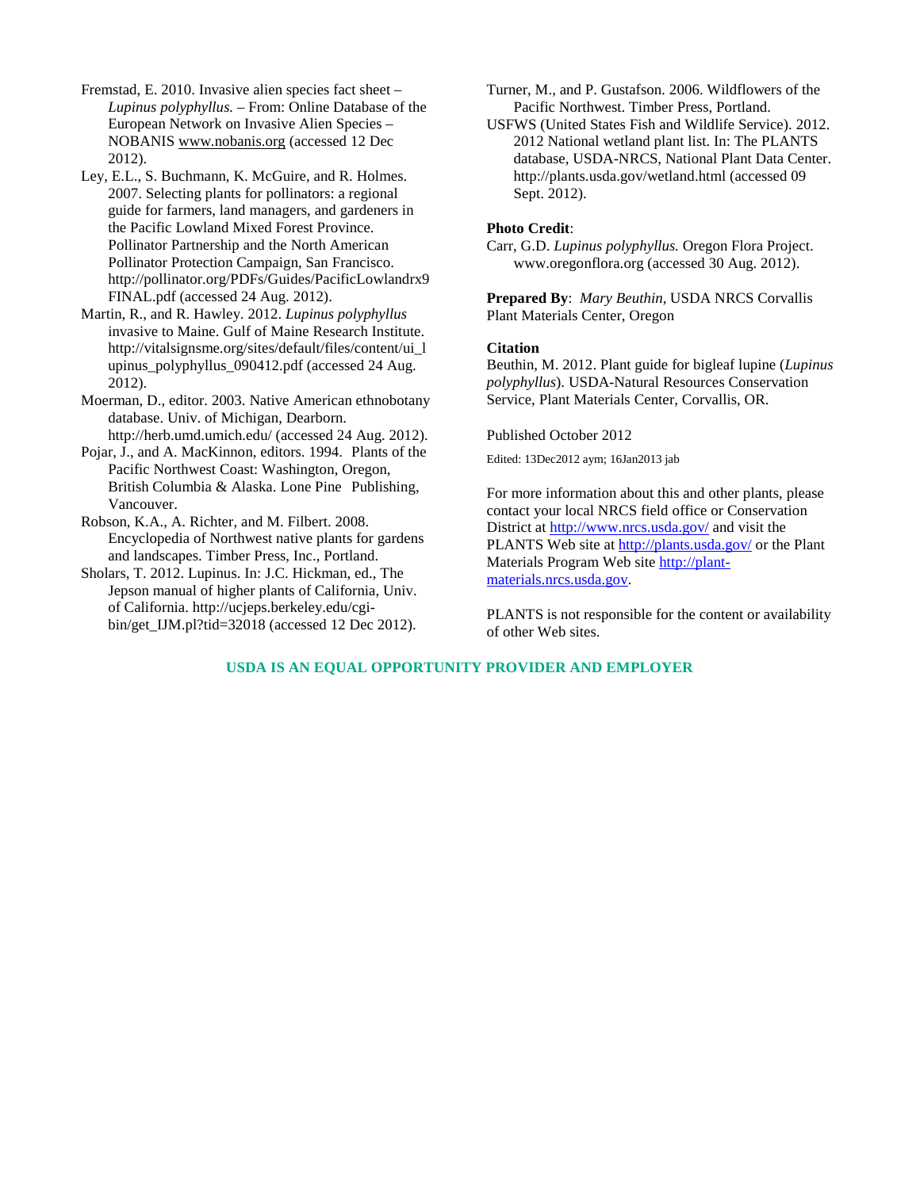Fremstad, E. 2010. Invasive alien species fact sheet – *Lupinus polyphyllus.* – From: Online Database of the European Network on Invasive Alien Species – NOBANIS www.nobanis.org (accessed 12 Dec 2012).

Ley, E.L., S. Buchmann, K. McGuire, and R. Holmes. 2007. Selecting plants for pollinators: a regional guide for farmers, land managers, and gardeners in the Pacific Lowland Mixed Forest Province. Pollinator Partnership and the North American Pollinator Protection Campaign, San Francisco. http://pollinator.org/PDFs/Guides/PacificLowlandrx9FINAL.pdf (accessed 24 Aug. 2012).

Martin, R., and R. Hawley. 2012. *Lupinus polyphyllus* invasive to Maine. Gulf of Maine Research Institute. http://vitalsignsme.org/sites/default/files/content/ui_lupinus_polyphyllus_090412.pdf (accessed 24 Aug. 2012).

Moerman, D., editor. 2003. Native American ethnobotany database. Univ. of Michigan, Dearborn. http://herb.umd.umich.edu/ (accessed 24 Aug. 2012).

Pojar, J., and A. MacKinnon, editors. 1994. Plants of the Pacific Northwest Coast: Washington, Oregon, British Columbia & Alaska. Lone Pine Publishing, Vancouver.

Robson, K.A., A. Richter, and M. Filbert. 2008. Encyclopedia of Northwest native plants for gardens and landscapes. Timber Press, Inc., Portland.

Sholars, T. 2012. Lupinus. In: J.C. Hickman, ed., The Jepson manual of higher plants of California, Univ. of California. http://ucjeps.berkeley.edu/cgi-bin/get_IJM.pl?tid=32018 (accessed 12 Dec 2012).

Turner, M., and P. Gustafson. 2006. Wildflowers of the Pacific Northwest. Timber Press, Portland.

USFWS (United States Fish and Wildlife Service). 2012. 2012 National wetland plant list. In: The PLANTS database, USDA-NRCS, National Plant Data Center. http://plants.usda.gov/wetland.html (accessed 09 Sept. 2012).

**Photo Credit**:

Carr, G.D. *Lupinus polyphyllus.* Oregon Flora Project. www.oregonflora.org (accessed 30 Aug. 2012).

**Prepared By**: *Mary Beuthin*, USDA NRCS Corvallis Plant Materials Center, Oregon

**Citation**

Beuthin, M. 2012. Plant guide for bigleaf lupine (*Lupinus polyphyllus*). USDA-Natural Resources Conservation Service, Plant Materials Center, Corvallis, OR.

Published October 2012

Edited: 13Dec2012 aym; 16Jan2013 jab

For more information about this and other plants, please contact your local NRCS field office or Conservation District at http://www.nrcs.usda.gov/ and visit the PLANTS Web site at http://plants.usda.gov/ or the Plant Materials Program Web site http://plant-materials.nrcs.usda.gov.

PLANTS is not responsible for the content or availability of other Web sites.

**USDA IS AN EQUAL OPPORTUNITY PROVIDER AND EMPLOYER**